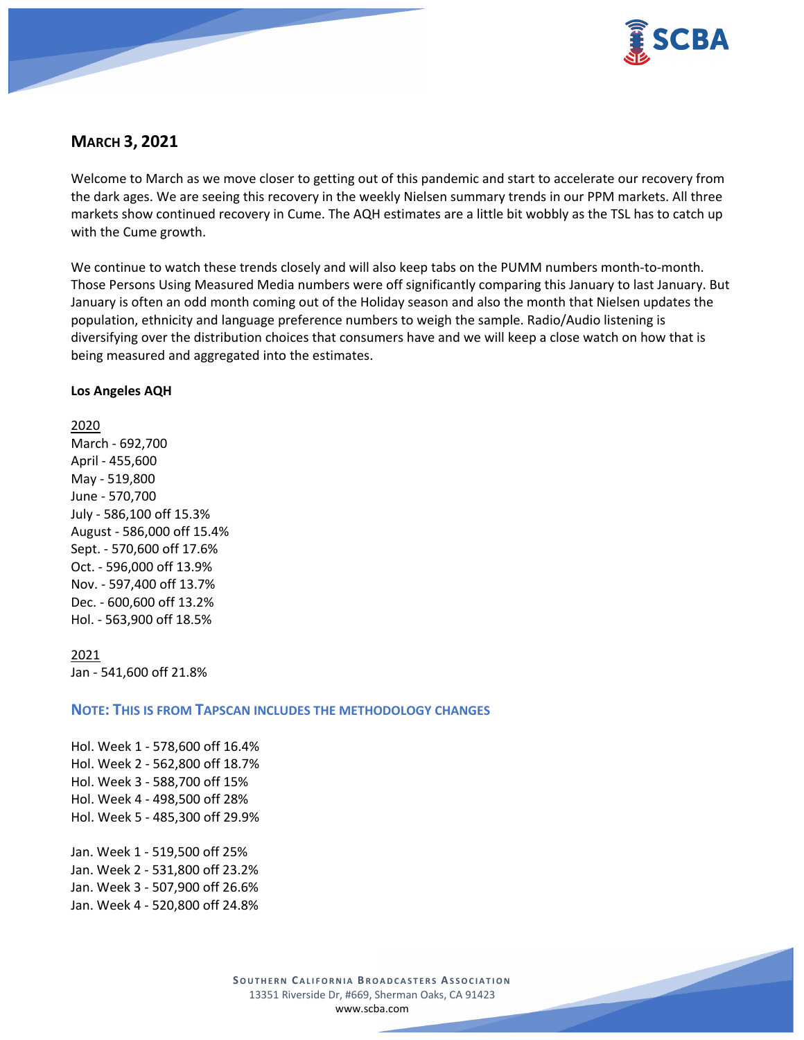## MARCH 3, 2021

Welcome to March as we move closer to getting out of this pandemic and start to accelerate our recovery from the dark ages. We are seeing this recovery in the weekly Nielsen summary trends in our PPM markets. All three markets show continued recovery in Cume. The AQH estimates are a little bit wobbly as the TSL has to catch up with the Cume growth.

We continue to watch these trends closely and will also keep tabs on the PUMM numbers month-to-month. Those Persons Using Measured Media numbers were off significantly comparing this January to last January. But January is often an odd month coming out of the Holiday season and also the month that Nielsen updates the population, ethnicity and language preference numbers to weigh the sample. Radio/Audio listening is diversifying over the distribution choices that consumers have and we will keep a close watch on how that is being measured and aggregated into the estimates.

**Los Angeles AQH**

2020
March - 692,700
April - 455,600
May - 519,800
June - 570,700
July - 586,100 off 15.3%
August - 586,000 off 15.4%
Sept. - 570,600 off 17.6%
Oct. - 596,000 off 13.9%
Nov. - 597,400 off 13.7%
Dec. - 600,600 off 13.2%
Hol. - 563,900 off 18.5%

2021
Jan - 541,600 off 21.8%

### NOTE: THIS IS FROM TAPSCAN INCLUDES THE METHODOLOGY CHANGES

Hol. Week 1 - 578,600 off 16.4%
Hol. Week 2 - 562,800 off 18.7%
Hol. Week 3 - 588,700 off 15%
Hol. Week 4 - 498,500 off 28%
Hol. Week 5 - 485,300 off 29.9%

Jan. Week 1 - 519,500 off 25%
Jan. Week 2 - 531,800 off 23.2%
Jan. Week 3 - 507,900 off 26.6%
Jan. Week 4 - 520,800 off 24.8%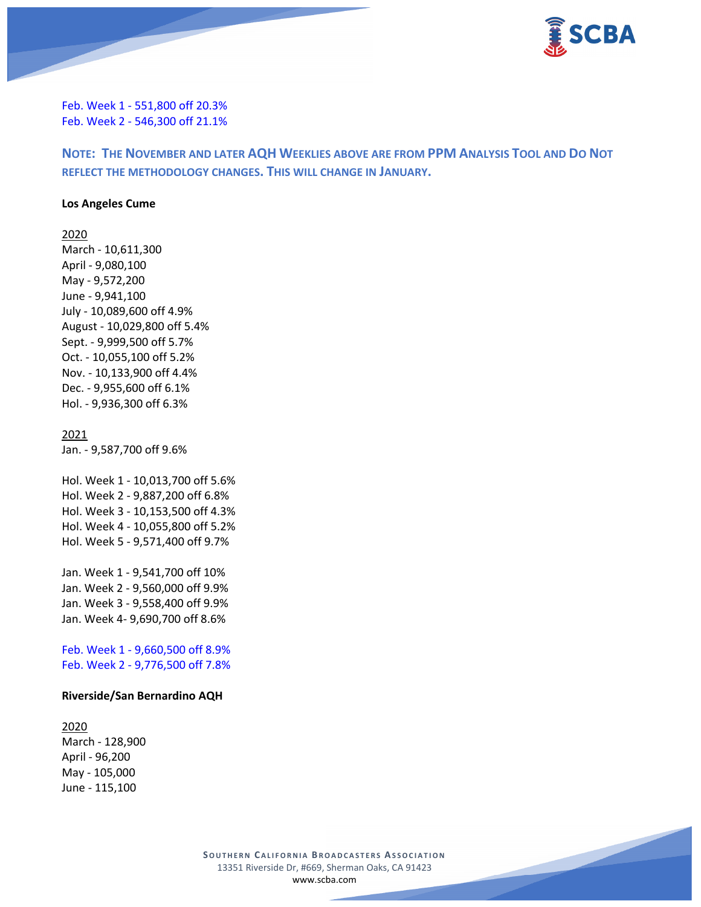Feb. Week 1 - 551,800 off 20.3%
Feb. Week 2 - 546,300 off 21.1%

**NOTE: THE NOVEMBER AND LATER AQH WEEKLIES ABOVE ARE FROM PPM ANALYSIS TOOL AND DO NOT REFLECT THE METHODOLOGY CHANGES. THIS WILL CHANGE IN JANUARY.**

**Los Angeles Cume**

2020
March - 10,611,300
April - 9,080,100
May - 9,572,200
June - 9,941,100
July - 10,089,600 off 4.9%
August - 10,029,800 off 5.4%
Sept. - 9,999,500 off 5.7%
Oct. - 10,055,100 off 5.2%
Nov. - 10,133,900 off 4.4%
Dec. - 9,955,600 off 6.1%
Hol. - 9,936,300 off 6.3%

2021
Jan. - 9,587,700 off 9.6%

Hol. Week 1 - 10,013,700 off 5.6%
Hol. Week 2 - 9,887,200 off 6.8%
Hol. Week 3 - 10,153,500 off 4.3%
Hol. Week 4 - 10,055,800 off 5.2%
Hol. Week 5 - 9,571,400 off 9.7%

Jan. Week 1 - 9,541,700 off 10%
Jan. Week 2 - 9,560,000 off 9.9%
Jan. Week 3 - 9,558,400 off 9.9%
Jan. Week 4- 9,690,700 off 8.6%

Feb. Week 1 - 9,660,500 off 8.9%
Feb. Week 2 - 9,776,500 off 7.8%

**Riverside/San Bernardino AQH**

2020
March - 128,900
April - 96,200
May - 105,000
June - 115,100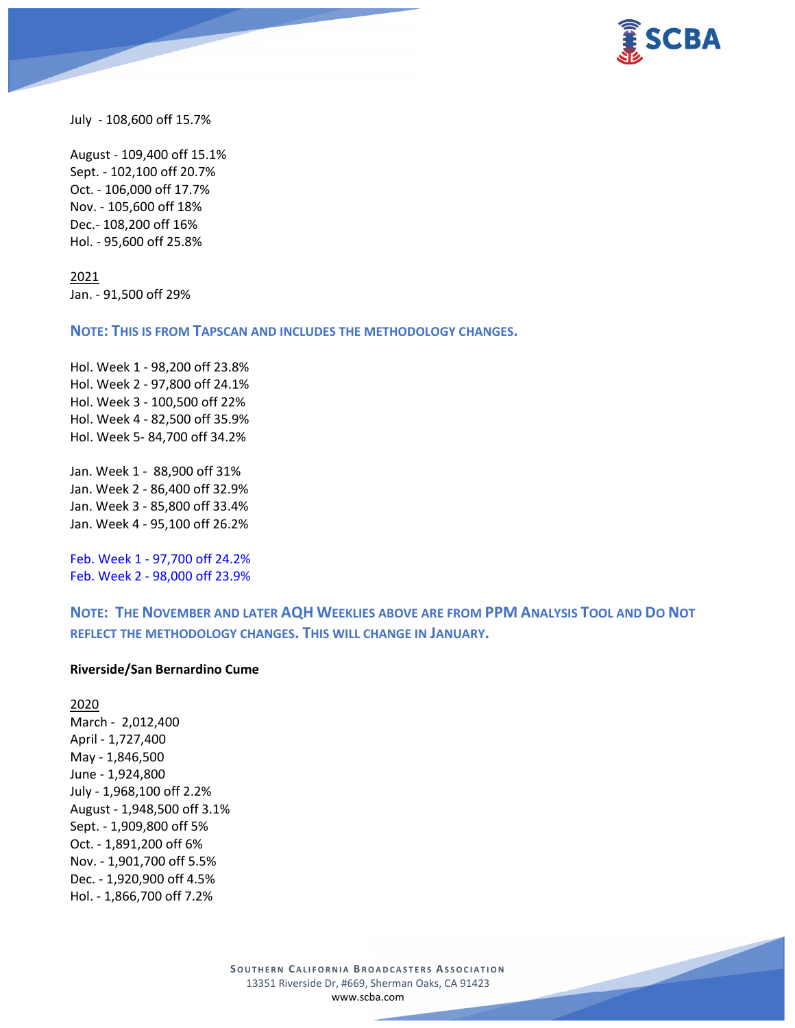July - 108,600 off 15.7%

August - 109,400 off 15.1%
Sept. - 102,100 off 20.7%
Oct. - 106,000 off 17.7%
Nov. - 105,600 off 18%
Dec.- 108,200 off 16%
Hol. - 95,600 off 25.8%

2021
Jan. - 91,500 off 29%

**NOTE: THIS IS FROM TAPSCAN AND INCLUDES THE METHODOLOGY CHANGES.**

Hol. Week 1 - 98,200 off 23.8%
Hol. Week 2 - 97,800 off 24.1%
Hol. Week 3 - 100,500 off 22%
Hol. Week 4 - 82,500 off 35.9%
Hol. Week 5- 84,700 off 34.2%

Jan. Week 1 - 88,900 off 31%
Jan. Week 2 - 86,400 off 32.9%
Jan. Week 3 - 85,800 off 33.4%
Jan. Week 4 - 95,100 off 26.2%

Feb. Week 1 - 97,700 off 24.2%
Feb. Week 2 - 98,000 off 23.9%

**NOTE: THE NOVEMBER AND LATER AQH WEEKLIES ABOVE ARE FROM PPM ANALYSIS TOOL AND DO NOT REFLECT THE METHODOLOGY CHANGES. THIS WILL CHANGE IN JANUARY.**

**Riverside/San Bernardino Cume**

2020
March - 2,012,400
April - 1,727,400
May - 1,846,500
June - 1,924,800
July - 1,968,100 off 2.2%
August - 1,948,500 off 3.1%
Sept. - 1,909,800 off 5%
Oct. - 1,891,200 off 6%
Nov. - 1,901,700 off 5.5%
Dec. - 1,920,900 off 4.5%
Hol. - 1,866,700 off 7.2%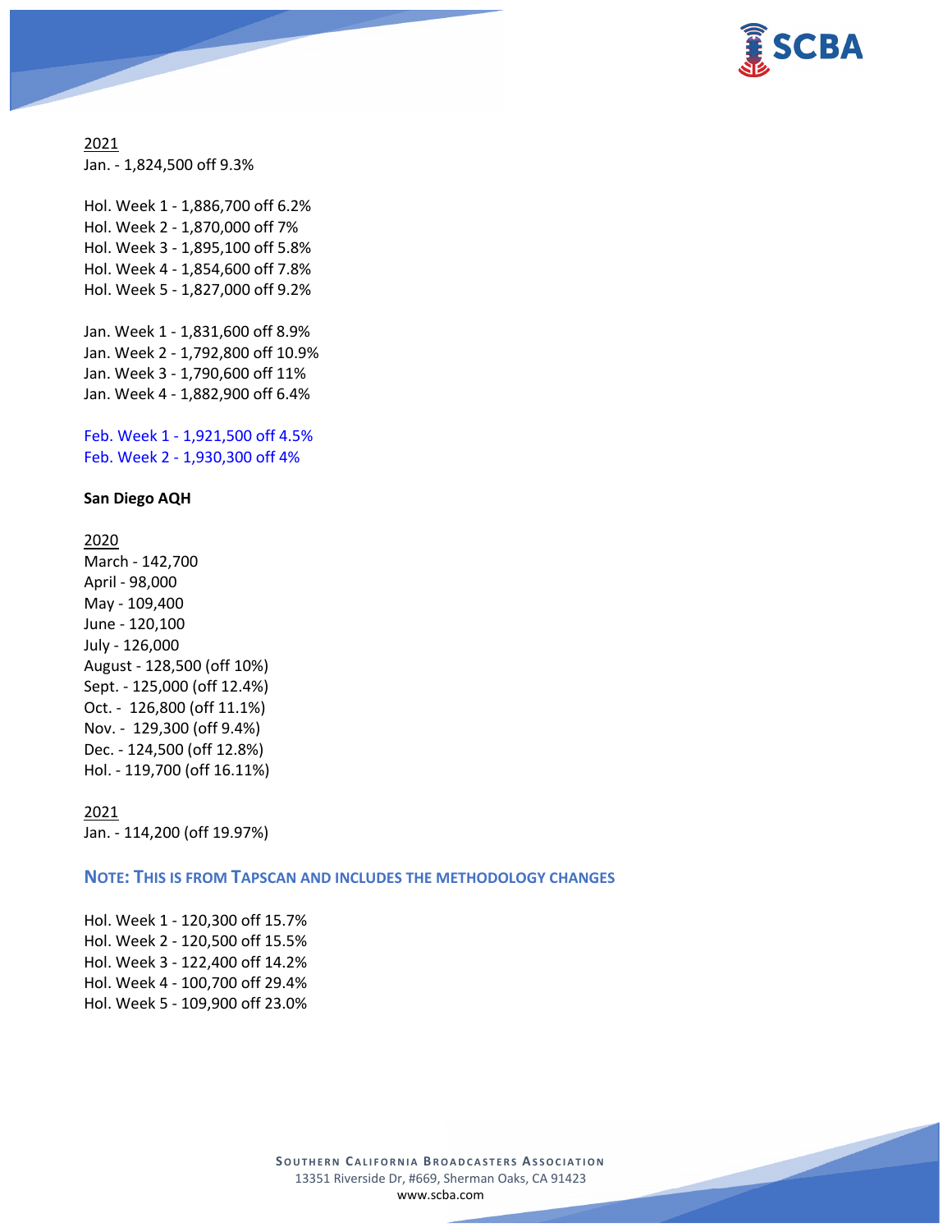<u>2021</u>
Jan. - 1,824,500 off 9.3%

Hol. Week 1 - 1,886,700 off 6.2%
Hol. Week 2 - 1,870,000 off 7%
Hol. Week 3 - 1,895,100 off 5.8%
Hol. Week 4 - 1,854,600 off 7.8%
Hol. Week 5 - 1,827,000 off 9.2%

Jan. Week 1 - 1,831,600 off 8.9%
Jan. Week 2 - 1,792,800 off 10.9%
Jan. Week 3 - 1,790,600 off 11%
Jan. Week 4 - 1,882,900 off 6.4%

Feb. Week 1 - 1,921,500 off 4.5%
Feb. Week 2 - 1,930,300 off 4%

**San Diego AQH**

<u>2020</u>
March - 142,700
April - 98,000
May - 109,400
June - 120,100
July - 126,000
August - 128,500 (off 10%)
Sept. - 125,000 (off 12.4%)
Oct. - 126,800 (off 11.1%)
Nov. - 129,300 (off 9.4%)
Dec. - 124,500 (off 12.8%)
Hol. - 119,700 (off 16.11%)

<u>2021</u>
Jan. - 114,200 (off 19.97%)

**NOTE: THIS IS FROM TAPSCAN AND INCLUDES THE METHODOLOGY CHANGES**

Hol. Week 1 - 120,300 off 15.7%
Hol. Week 2 - 120,500 off 15.5%
Hol. Week 3 - 122,400 off 14.2%
Hol. Week 4 - 100,700 off 29.4%
Hol. Week 5 - 109,900 off 23.0%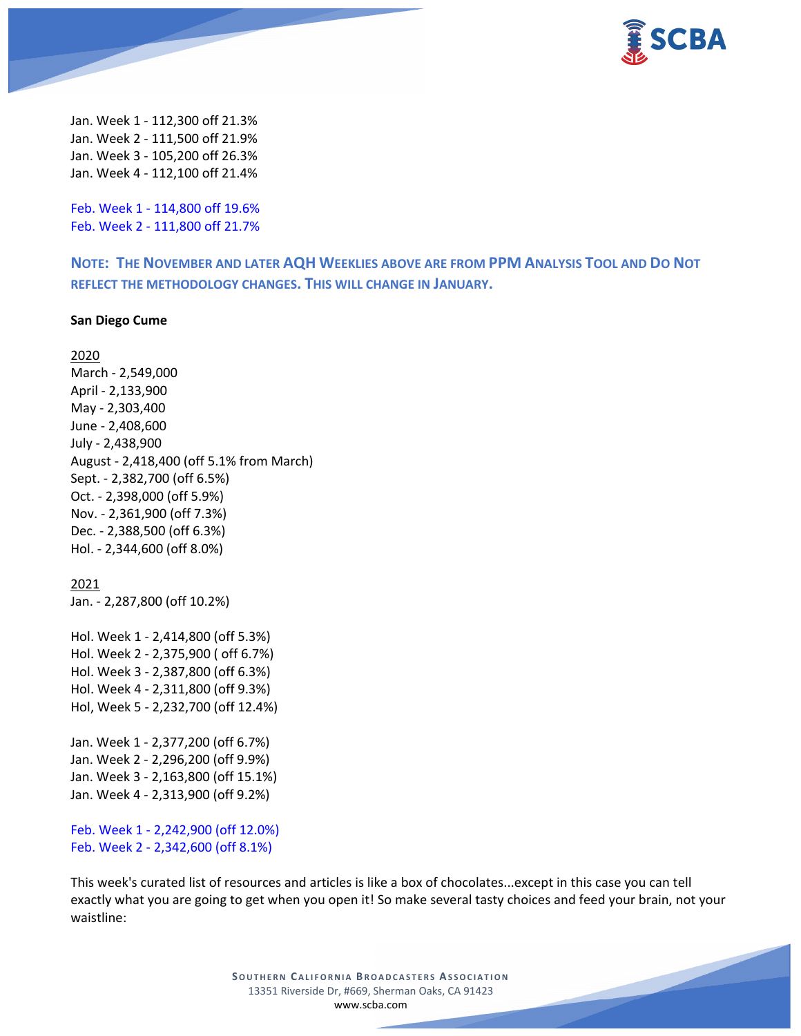Jan. Week 1 - 112,300 off 21.3%
Jan. Week 2 - 111,500 off 21.9%
Jan. Week 3 - 105,200 off 26.3%
Jan. Week 4 - 112,100 off 21.4%

Feb. Week 1 - 114,800 off 19.6%
Feb. Week 2 - 111,800 off 21.7%

**NOTE: THE NOVEMBER AND LATER AQH WEEKLIES ABOVE ARE FROM PPM ANALYSIS TOOL AND DO NOT REFLECT THE METHODOLOGY CHANGES. THIS WILL CHANGE IN JANUARY.**

**San Diego Cume**

2020
March - 2,549,000
April - 2,133,900
May - 2,303,400
June - 2,408,600
July - 2,438,900
August - 2,418,400 (off 5.1% from March)
Sept. - 2,382,700 (off 6.5%)
Oct. - 2,398,000 (off 5.9%)
Nov. - 2,361,900 (off 7.3%)
Dec. - 2,388,500 (off 6.3%)
Hol. - 2,344,600 (off 8.0%)

2021
Jan. - 2,287,800 (off 10.2%)

Hol. Week 1 - 2,414,800 (off 5.3%)
Hol. Week 2 - 2,375,900 ( off 6.7%)
Hol. Week 3 - 2,387,800 (off 6.3%)
Hol. Week 4 - 2,311,800 (off 9.3%)
Hol, Week 5 - 2,232,700 (off 12.4%)

Jan. Week 1 - 2,377,200 (off 6.7%)
Jan. Week 2 - 2,296,200 (off 9.9%)
Jan. Week 3 - 2,163,800 (off 15.1%)
Jan. Week 4 - 2,313,900 (off 9.2%)

Feb. Week 1 - 2,242,900 (off 12.0%)
Feb. Week 2 - 2,342,600 (off 8.1%)

This week's curated list of resources and articles is like a box of chocolates...except in this case you can tell exactly what you are going to get when you open it! So make several tasty choices and feed your brain, not your waistline: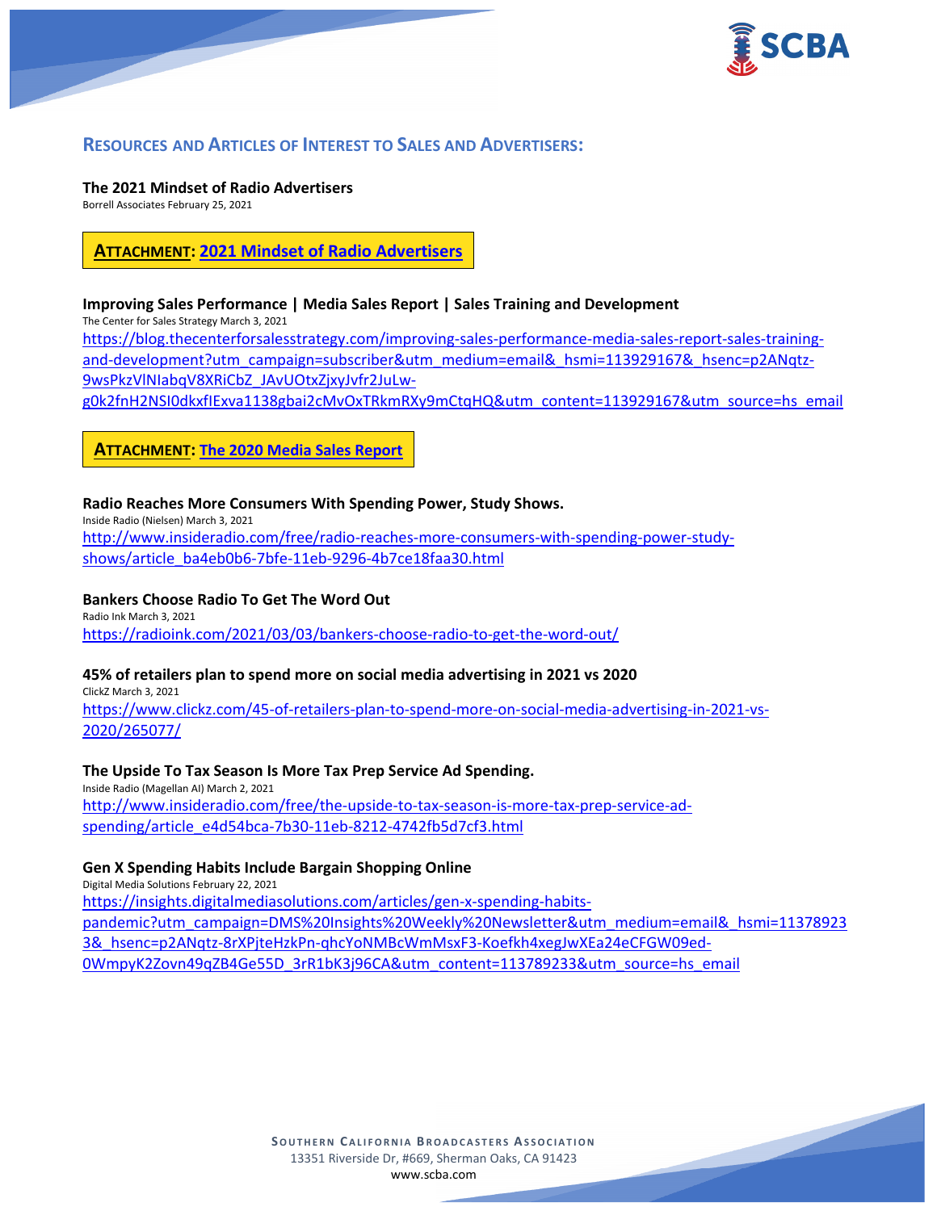## RESOURCES AND ARTICLES OF INTEREST TO SALES AND ADVERTISERS:

**The 2021 Mindset of Radio Advertisers**
Borrell Associates February 25, 2021

**ATTACHMENT: 2021 Mindset of Radio Advertisers**

**Improving Sales Performance | Media Sales Report | Sales Training and Development**
The Center for Sales Strategy March 3, 2021
https://blog.thecenterforsalesstrategy.com/improving-sales-performance-media-sales-report-sales-training-and-development?utm_campaign=subscriber&utm_medium=email&_hsmi=113929167&_hsenc=p2ANqtz-9wsPkzVlNIabqV8XRiCbZ_JAvUOtxZjxyJvfr2JuLw-g0k2fnH2NSI0dkxfIExva1138gbai2cMvOxTRkmRXy9mCtqHQ&utm_content=113929167&utm_source=hs_email

**ATTACHMENT: The 2020 Media Sales Report**

**Radio Reaches More Consumers With Spending Power, Study Shows.**
Inside Radio (Nielsen) March 3, 2021
http://www.insideradio.com/free/radio-reaches-more-consumers-with-spending-power-study-shows/article_ba4eb0b6-7bfe-11eb-9296-4b7ce18faa30.html

**Bankers Choose Radio To Get The Word Out**
Radio Ink March 3, 2021
https://radioink.com/2021/03/03/bankers-choose-radio-to-get-the-word-out/

**45% of retailers plan to spend more on social media advertising in 2021 vs 2020**
ClickZ March 3, 2021
https://www.clickz.com/45-of-retailers-plan-to-spend-more-on-social-media-advertising-in-2021-vs-2020/265077/

**The Upside To Tax Season Is More Tax Prep Service Ad Spending.**
Inside Radio (Magellan AI) March 2, 2021
http://www.insideradio.com/free/the-upside-to-tax-season-is-more-tax-prep-service-ad-spending/article_e4d54bca-7b30-11eb-8212-4742fb5d7cf3.html

**Gen X Spending Habits Include Bargain Shopping Online**
Digital Media Solutions February 22, 2021
https://insights.digitalmediasolutions.com/articles/gen-x-spending-habits-pandemic?utm_campaign=DMS%20Insights%20Weekly%20Newsletter&utm_medium=email&_hsmi=113789233&_hsenc=p2ANqtz-8rXPjteHzkPn-qhcYoNMBcWmMsxF3-Koefkh4xegJwXEa24eCFGW09ed-0WmpyK2Zovn49qZB4Ge55D_3rR1bK3j96CA&utm_content=113789233&utm_source=hs_email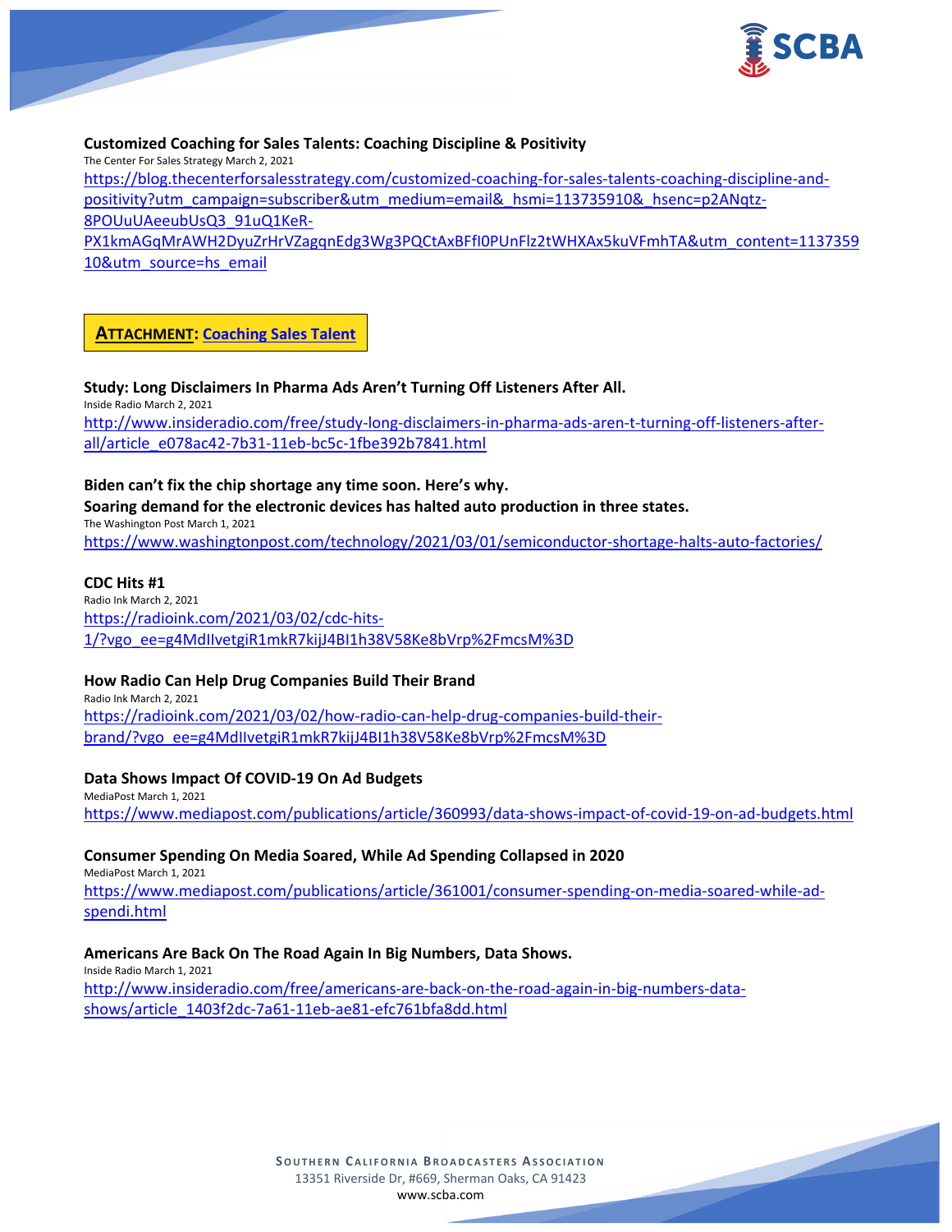**Customized Coaching for Sales Talents: Coaching Discipline & Positivity**

The Center For Sales Strategy March 2, 2021

https://blog.thecenterforsalesstrategy.com/customized-coaching-for-sales-talents-coaching-discipline-and-positivity?utm_campaign=subscriber&utm_medium=email&_hsmi=113735910&_hsenc=p2ANqtz-8POUuUAeeubUsQ3_91uQ1KeR-PX1kmAGqMrAWH2DyuZrHrVZagqnEdg3Wg3PQCtAxBFfl0PUnFlz2tWHXAx5kuVFmhTA&utm_content=113735910&utm_source=hs_email

**ATTACHMENT: Coaching Sales Talent**

**Study: Long Disclaimers In Pharma Ads Aren't Turning Off Listeners After All.**

Inside Radio March 2, 2021

http://www.insideradio.com/free/study-long-disclaimers-in-pharma-ads-aren-t-turning-off-listeners-after-all/article_e078ac42-7b31-11eb-bc5c-1fbe392b7841.html

**Biden can't fix the chip shortage any time soon. Here's why.**

**Soaring demand for the electronic devices has halted auto production in three states.**

The Washington Post March 1, 2021

https://www.washingtonpost.com/technology/2021/03/01/semiconductor-shortage-halts-auto-factories/

**CDC Hits #1**

Radio Ink March 2, 2021

https://radioink.com/2021/03/02/cdc-hits-1/?vgo_ee=g4MdIIvetgiR1mkR7kijJ4BI1h38V58Ke8bVrp%2FmcsM%3D

**How Radio Can Help Drug Companies Build Their Brand**

Radio Ink March 2, 2021

https://radioink.com/2021/03/02/how-radio-can-help-drug-companies-build-their-brand/?vgo_ee=g4MdIIvetgiR1mkR7kijJ4BI1h38V58Ke8bVrp%2FmcsM%3D

**Data Shows Impact Of COVID-19 On Ad Budgets**

MediaPost March 1, 2021

https://www.mediapost.com/publications/article/360993/data-shows-impact-of-covid-19-on-ad-budgets.html

**Consumer Spending On Media Soared, While Ad Spending Collapsed in 2020**

MediaPost March 1, 2021

https://www.mediapost.com/publications/article/361001/consumer-spending-on-media-soared-while-ad-spendi.html

**Americans Are Back On The Road Again In Big Numbers, Data Shows.**

Inside Radio March 1, 2021

http://www.insideradio.com/free/americans-are-back-on-the-road-again-in-big-numbers-data-shows/article_1403f2dc-7a61-11eb-ae81-efc761bfa8dd.html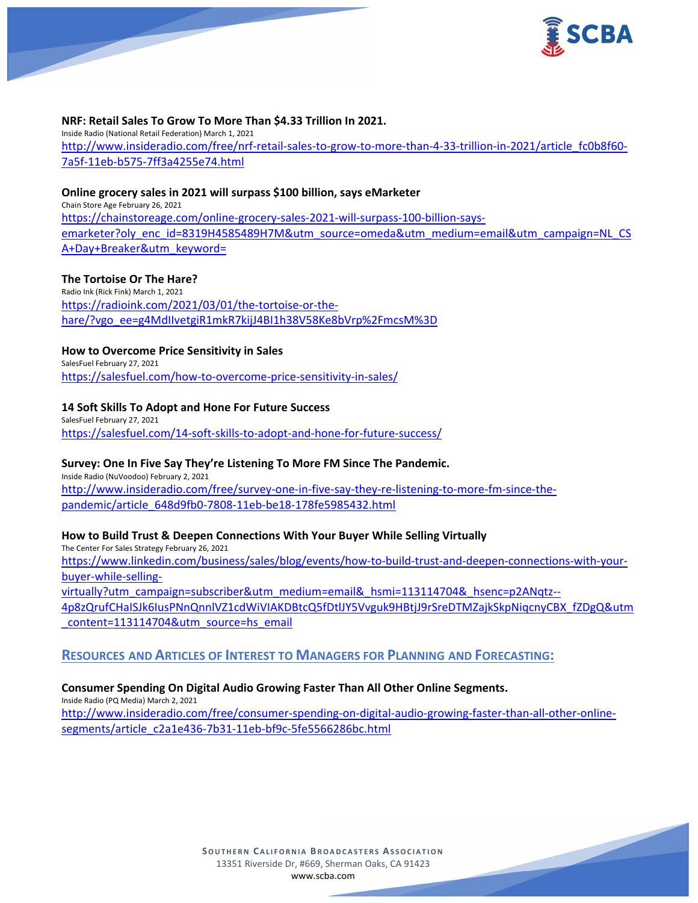**NRF: Retail Sales To Grow To More Than $4.33 Trillion In 2021.**
Inside Radio (National Retail Federation) March 1, 2021
http://www.insideradio.com/free/nrf-retail-sales-to-grow-to-more-than-4-33-trillion-in-2021/article_fc0b8f60-7a5f-11eb-b575-7ff3a4255e74.html

**Online grocery sales in 2021 will surpass $100 billion, says eMarketer**
Chain Store Age February 26, 2021
https://chainstoreage.com/online-grocery-sales-2021-will-surpass-100-billion-says-emarketer?oly_enc_id=8319H4585489H7M&utm_source=omeda&utm_medium=email&utm_campaign=NL_CSA+Day+Breaker&utm_keyword=

**The Tortoise Or The Hare?**
Radio Ink (Rick Fink) March 1, 2021
https://radioink.com/2021/03/01/the-tortoise-or-the-hare/?vgo_ee=g4MdIlvetgiR1mkR7kijJ4BI1h38V58Ke8bVrp%2FmcsM%3D

**How to Overcome Price Sensitivity in Sales**
SalesFuel February 27, 2021
https://salesfuel.com/how-to-overcome-price-sensitivity-in-sales/

**14 Soft Skills To Adopt and Hone For Future Success**
SalesFuel February 27, 2021
https://salesfuel.com/14-soft-skills-to-adopt-and-hone-for-future-success/

**Survey: One In Five Say They're Listening To More FM Since The Pandemic.**
Inside Radio (NuVoodoo) February 2, 2021
http://www.insideradio.com/free/survey-one-in-five-say-they-re-listening-to-more-fm-since-the-pandemic/article_648d9fb0-7808-11eb-be18-178fe5985432.html

**How to Build Trust & Deepen Connections With Your Buyer While Selling Virtually**
The Center For Sales Strategy February 26, 2021
https://www.linkedin.com/business/sales/blog/events/how-to-build-trust-and-deepen-connections-with-your-buyer-while-selling-virtually?utm_campaign=subscriber&utm_medium=email&_hsmi=113114704&_hsenc=p2ANqtz--4p8zQrufCHaISJk6IusPNnQnnlVZ1cdWiVIAKDBtcQ5fDtlJY5Vvguk9HBtjJ9rSreDTMZajkSkpNiqcnyCBX_fZDgQ&utm_content=113114704&utm_source=hs_email

## RESOURCES AND ARTICLES OF INTEREST TO MANAGERS FOR PLANNING AND FORECASTING:

**Consumer Spending On Digital Audio Growing Faster Than All Other Online Segments.**
Inside Radio (PQ Media) March 2, 2021
http://www.insideradio.com/free/consumer-spending-on-digital-audio-growing-faster-than-all-other-online-segments/article_c2a1e436-7b31-11eb-bf9c-5fe5566286bc.html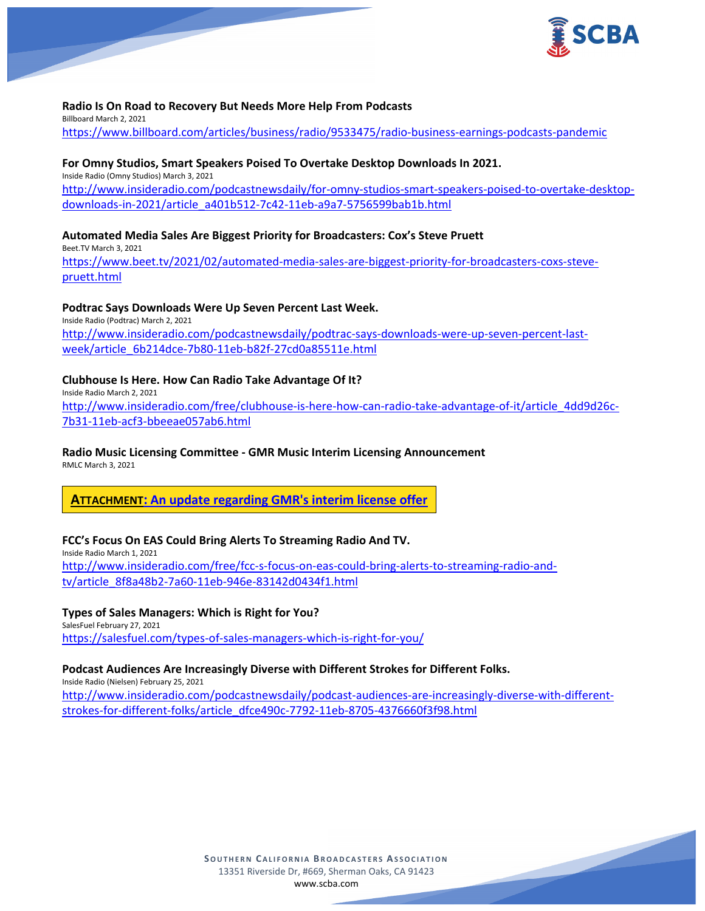**Radio Is On Road to Recovery But Needs More Help From Podcasts**
Billboard March 2, 2021
https://www.billboard.com/articles/business/radio/9533475/radio-business-earnings-podcasts-pandemic

**For Omny Studios, Smart Speakers Poised To Overtake Desktop Downloads In 2021.**
Inside Radio (Omny Studios) March 3, 2021
http://www.insideradio.com/podcastnewsdaily/for-omny-studios-smart-speakers-poised-to-overtake-desktop-downloads-in-2021/article_a401b512-7c42-11eb-a9a7-5756599bab1b.html

**Automated Media Sales Are Biggest Priority for Broadcasters: Cox's Steve Pruett**
Beet.TV March 3, 2021
https://www.beet.tv/2021/02/automated-media-sales-are-biggest-priority-for-broadcasters-coxs-steve-pruett.html

**Podtrac Says Downloads Were Up Seven Percent Last Week.**
Inside Radio (Podtrac) March 2, 2021
http://www.insideradio.com/podcastnewsdaily/podtrac-says-downloads-were-up-seven-percent-last-week/article_6b214dce-7b80-11eb-b82f-27cd0a85511e.html

**Clubhouse Is Here. How Can Radio Take Advantage Of It?**
Inside Radio March 2, 2021
http://www.insideradio.com/free/clubhouse-is-here-how-can-radio-take-advantage-of-it/article_4dd9d26c-7b31-11eb-acf3-bbeeae057ab6.html

**Radio Music Licensing Committee - GMR Music Interim Licensing Announcement**
RMLC March 3, 2021

**ATTACHMENT: An update regarding GMR's interim license offer**

**FCC's Focus On EAS Could Bring Alerts To Streaming Radio And TV.**
Inside Radio March 1, 2021
http://www.insideradio.com/free/fcc-s-focus-on-eas-could-bring-alerts-to-streaming-radio-and-tv/article_8f8a48b2-7a60-11eb-946e-83142d0434f1.html

**Types of Sales Managers: Which is Right for You?**
SalesFuel February 27, 2021
https://salesfuel.com/types-of-sales-managers-which-is-right-for-you/

**Podcast Audiences Are Increasingly Diverse with Different Strokes for Different Folks.**
Inside Radio (Nielsen) February 25, 2021
http://www.insideradio.com/podcastnewsdaily/podcast-audiences-are-increasingly-diverse-with-different-strokes-for-different-folks/article_dfce490c-7792-11eb-8705-4376660f3f98.html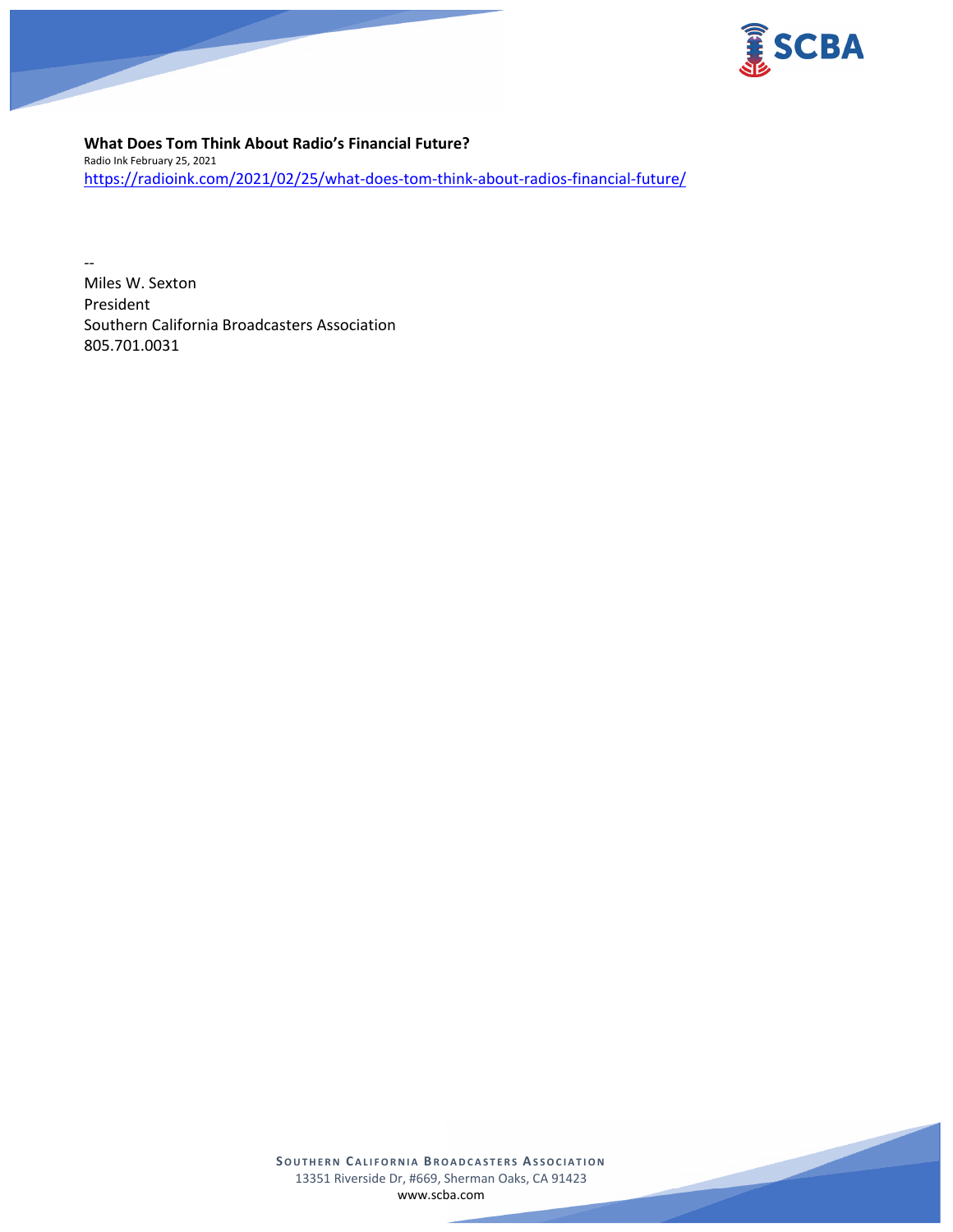**What Does Tom Think About Radio's Financial Future?**

Radio Ink February 25, 2021

https://radioink.com/2021/02/25/what-does-tom-think-about-radios-financial-future/

--

Miles W. Sexton
President
Southern California Broadcasters Association
805.701.0031